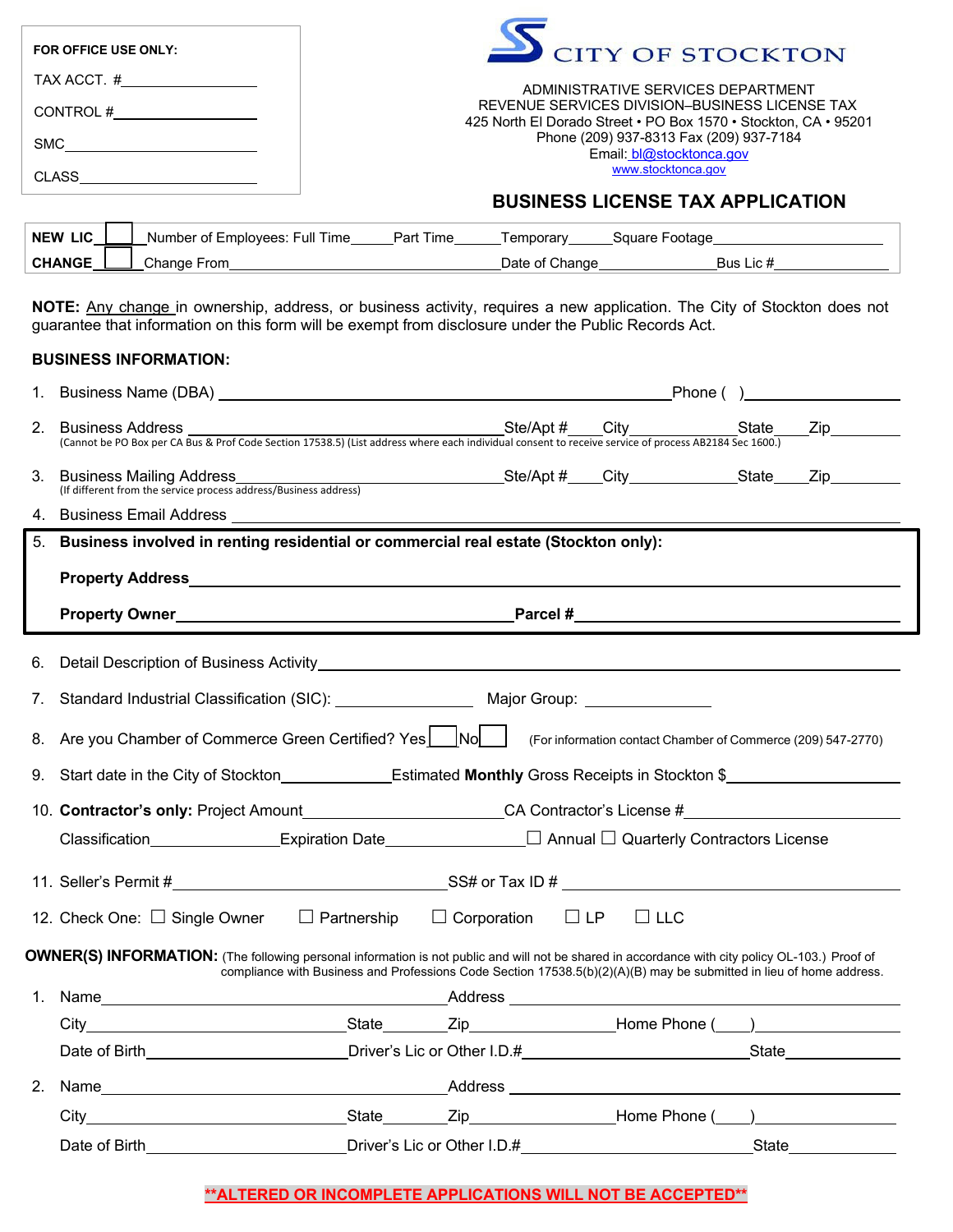**FOR OFFICE USE ONLY:**

TAX ACCT. #________________

CONTROL #________________

SMC________________

CLASS________________

# CITY OF STOCKTON

ADMINISTRATIVE SERVICES DEPARTMENT
REVENUE SERVICES DIVISION–BUSINESS LICENSE TAX
425 North El Dorado Street • PO Box 1570 • Stockton, CA • 95201
Phone (209) 937-8313 Fax (209) 937-7184
Email: bl@stocktonca.gov
www.stocktonca.gov

## BUSINESS LICENSE TAX APPLICATION

**NEW LIC** ☐ Number of Employees: Full Time_____ Part Time_____ Temporary_____ Square Footage__________

**CHANGE** ☐ Change From__________________ Date of Change__________ Bus Lic #__________

**NOTE:** Any change in ownership, address, or business activity, requires a new application. The City of Stockton does not guarantee that information on this form will be exempt from disclosure under the Public Records Act.

### BUSINESS INFORMATION:

1. Business Name (DBA) ______________________________ Phone ( ) ____________
2. Business Address ______________________ Ste/Apt #____ City__________ State____ Zip________
   (Cannot be PO Box per CA Bus & Prof Code Section 17538.5) (List address where each individual consent to receive service of process AB2184 Sec 1600.)
3. Business Mailing Address______________________ Ste/Apt #____ City__________ State____ Zip________
   (If different from the service process address/Business address)
4. Business Email Address ______________________________
5. **Business involved in renting residential or commercial real estate (Stockton only):**

   **Property Address**______________________________

   **Property Owner**____________________ **Parcel #**____________________
6. Detail Description of Business Activity______________________________
7. Standard Industrial Classification (SIC): ____________ Major Group: ____________
8. Are you Chamber of Commerce Green Certified? Yes ☐ No ☐ (For information contact Chamber of Commerce (209) 547-2770)
9. Start date in the City of Stockton____________ Estimated **Monthly** Gross Receipts in Stockton $____________
10. **Contractor's only:** Project Amount______________ CA Contractor's License #______________

    Classification__________ Expiration Date__________ ☐ Annual ☐ Quarterly Contractors License
11. Seller's Permit #____________________ SS# or Tax ID # ____________________
12. Check One: ☐ Single Owner ☐ Partnership ☐ Corporation ☐ LP ☐ LLC

**OWNER(S) INFORMATION:** (The following personal information is not public and will not be shared in accordance with city policy OL-103.) Proof of compliance with Business and Professions Code Section 17538.5(b)(2)(A)(B) may be submitted in lieu of home address.

1. Name____________________ Address ____________________

   City______________ State______ Zip__________ Home Phone (____)__________

   Date of Birth______________ Driver's Lic or Other I.D.#______________ State__________
2. Name____________________ Address ____________________

   City______________ State______ Zip__________ Home Phone (____)__________

   Date of Birth______________ Driver's Lic or Other I.D.#______________ State__________

**\*\*ALTERED OR INCOMPLETE APPLICATIONS WILL NOT BE ACCEPTED\*\***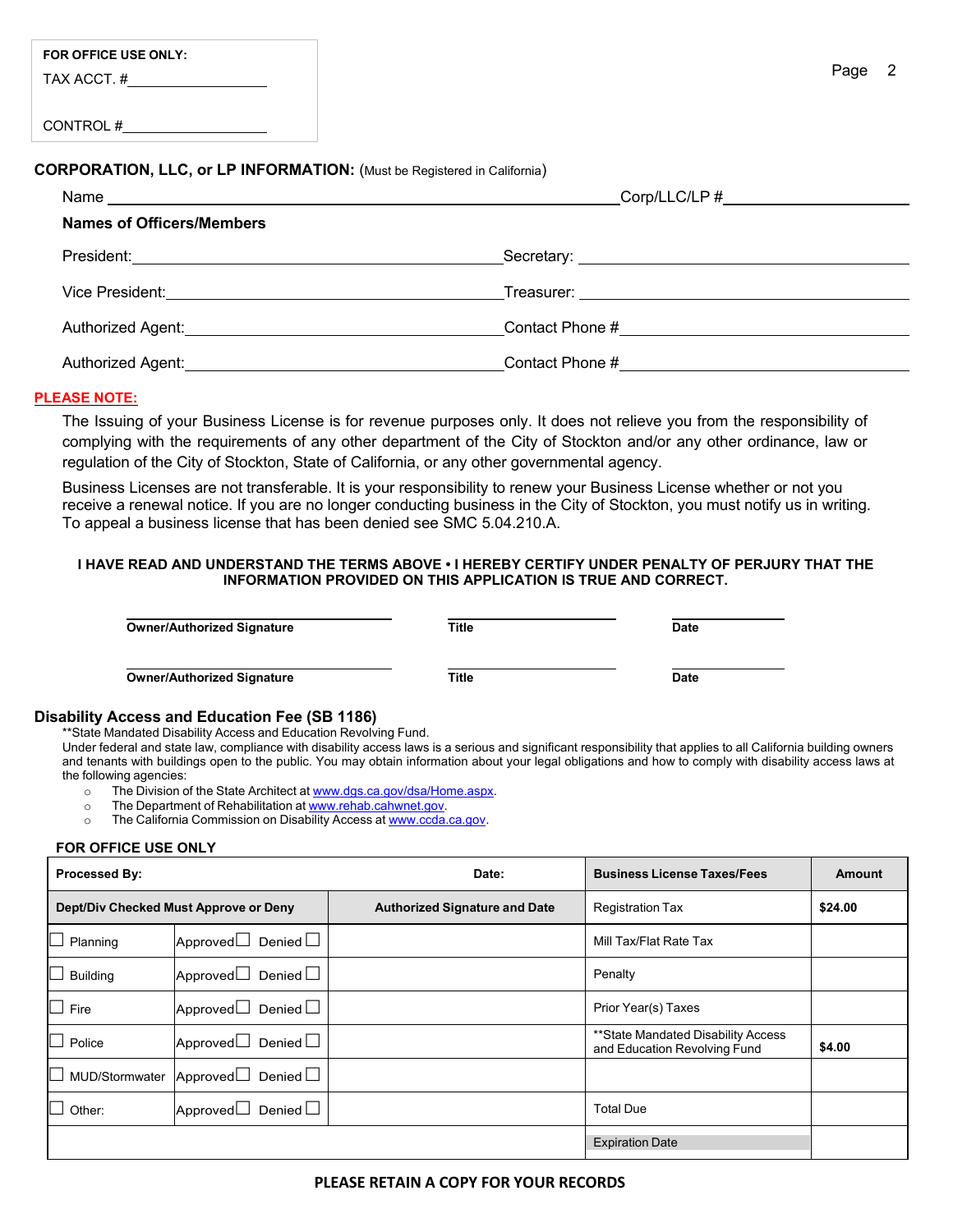**FOR OFFICE USE ONLY:**

TAX ACCT. #\_\_\_\_\_\_\_\_\_\_\_\_\_\_\_\_\_\_

CONTROL #\_\_\_\_\_\_\_\_\_\_\_\_\_\_\_\_\_\_

**CORPORATION, LLC, or LP INFORMATION:** (Must be Registered in California)

Name \_\_\_\_\_\_\_\_\_\_\_\_\_\_\_\_\_\_\_\_\_\_\_\_\_\_\_\_\_\_\_\_\_\_\_\_\_\_\_\_ Corp/LLC/LP #\_\_\_\_\_\_\_\_\_\_\_\_\_\_\_\_\_\_

**Names of Officers/Members**

President:\_\_\_\_\_\_\_\_\_\_\_\_\_\_\_\_\_\_\_\_\_\_\_\_\_\_\_\_ Secretary: \_\_\_\_\_\_\_\_\_\_\_\_\_\_\_\_\_\_\_\_\_\_\_\_\_\_\_\_

Vice President:\_\_\_\_\_\_\_\_\_\_\_\_\_\_\_\_\_\_\_\_\_\_\_\_\_\_\_\_ Treasurer: \_\_\_\_\_\_\_\_\_\_\_\_\_\_\_\_\_\_\_\_\_\_\_\_\_\_\_\_

Authorized Agent:\_\_\_\_\_\_\_\_\_\_\_\_\_\_\_\_\_\_\_\_\_\_\_\_\_\_\_\_ Contact Phone #\_\_\_\_\_\_\_\_\_\_\_\_\_\_\_\_\_\_\_\_\_\_\_\_\_\_\_\_

Authorized Agent:\_\_\_\_\_\_\_\_\_\_\_\_\_\_\_\_\_\_\_\_\_\_\_\_\_\_\_\_ Contact Phone #\_\_\_\_\_\_\_\_\_\_\_\_\_\_\_\_\_\_\_\_\_\_\_\_\_\_\_\_

**PLEASE NOTE:**

The Issuing of your Business License is for revenue purposes only. It does not relieve you from the responsibility of complying with the requirements of any other department of the City of Stockton and/or any other ordinance, law or regulation of the City of Stockton, State of California, or any other governmental agency.

Business Licenses are not transferable. It is your responsibility to renew your Business License whether or not you receive a renewal notice. If you are no longer conducting business in the City of Stockton, you must notify us in writing. To appeal a business license that has been denied see SMC 5.04.210.A.

**I HAVE READ AND UNDERSTAND THE TERMS ABOVE • I HEREBY CERTIFY UNDER PENALTY OF PERJURY THAT THE INFORMATION PROVIDED ON THIS APPLICATION IS TRUE AND CORRECT.**

| **Owner/Authorized Signature** | **Title** | **Date** |
|---|---|---|
| | | |
| **Owner/Authorized Signature** | **Title** | **Date** |

### Disability Access and Education Fee (SB 1186)

**State Mandated Disability Access and Education Revolving Fund.

Under federal and state law, compliance with disability access laws is a serious and significant responsibility that applies to all California building owners and tenants with buildings open to the public. You may obtain information about your legal obligations and how to comply with disability access laws at the following agencies:

- The Division of the State Architect at www.dgs.ca.gov/dsa/Home.aspx.
- The Department of Rehabilitation at www.rehab.cahwnet.gov.
- The California Commission on Disability Access at www.ccda.ca.gov.

**FOR OFFICE USE ONLY**

| **Processed By:** | | **Date:** | **Business License Taxes/Fees** | **Amount** |
|---|---|---|---|---|
| **Dept/Div Checked Must Approve or Deny** | | **Authorized Signature and Date** | Registration Tax | **$24.00** |
| ☐ Planning | Approved ☐ Denied ☐ | | Mill Tax/Flat Rate Tax | |
| ☐ Building | Approved ☐ Denied ☐ | | Penalty | |
| ☐ Fire | Approved ☐ Denied ☐ | | Prior Year(s) Taxes | |
| ☐ Police | Approved ☐ Denied ☐ | | **State Mandated Disability Access and Education Revolving Fund | **$4.00** |
| ☐ MUD/Stormwater | Approved ☐ Denied ☐ | | | |
| ☐ Other: | Approved ☐ Denied ☐ | | Total Due | |
| | | | Expiration Date | |

**PLEASE RETAIN A COPY FOR YOUR RECORDS**